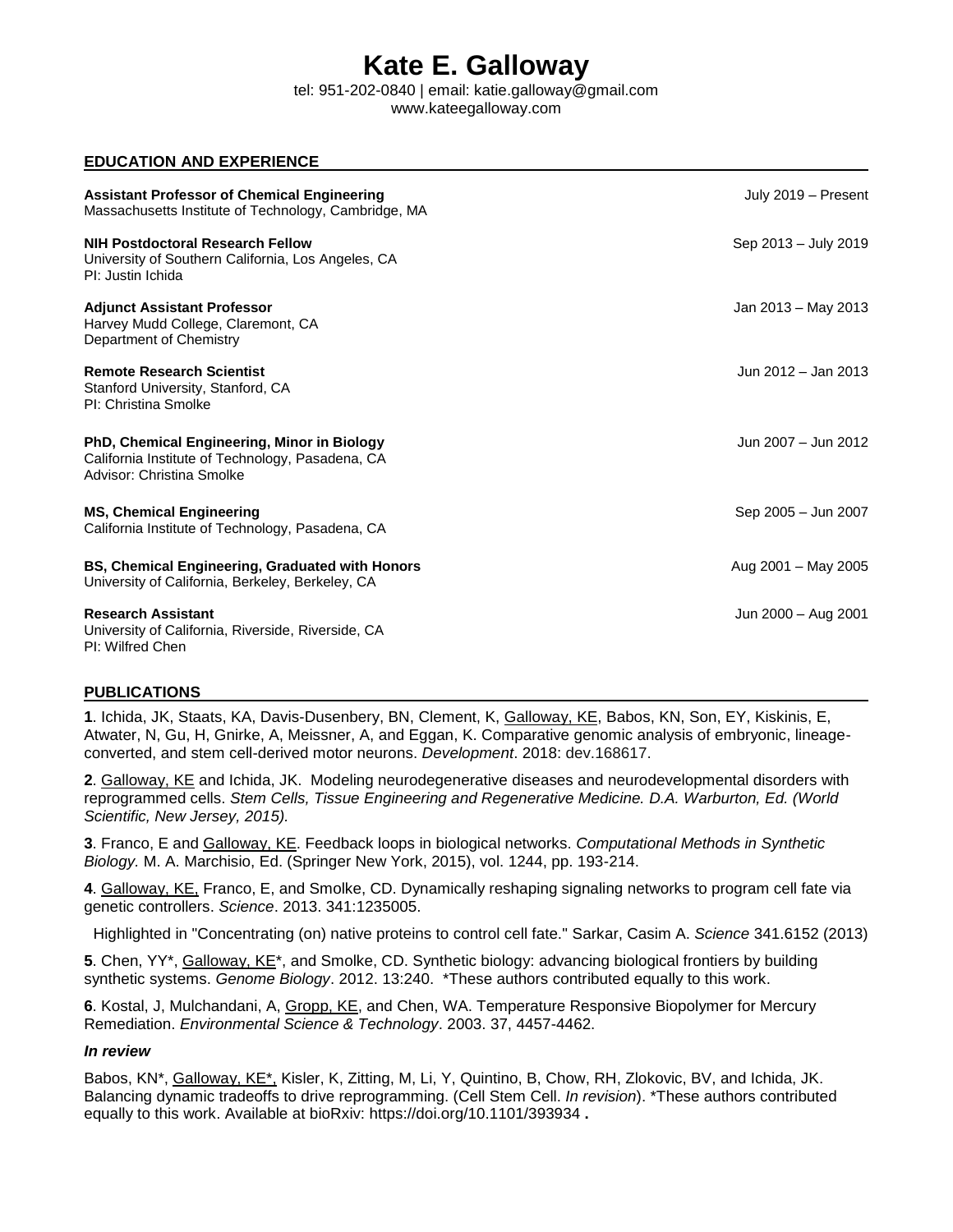# Kate E. Galloway

tel: 951-202-0840 | email: katie.galloway@gmail.com
www.kateegalloway.com

## EDUCATION AND EXPERIENCE

**Assistant Professor of Chemical Engineering** — July 2019 – Present
Massachusetts Institute of Technology, Cambridge, MA

**NIH Postdoctoral Research Fellow** — Sep 2013 – July 2019
University of Southern California, Los Angeles, CA
PI: Justin Ichida

**Adjunct Assistant Professor** — Jan 2013 – May 2013
Harvey Mudd College, Claremont, CA
Department of Chemistry

**Remote Research Scientist** — Jun 2012 – Jan 2013
Stanford University, Stanford, CA
PI: Christina Smolke

**PhD, Chemical Engineering, Minor in Biology** — Jun 2007 – Jun 2012
California Institute of Technology, Pasadena, CA
Advisor: Christina Smolke

**MS, Chemical Engineering** — Sep 2005 – Jun 2007
California Institute of Technology, Pasadena, CA

**BS, Chemical Engineering, Graduated with Honors** — Aug 2001 – May 2005
University of California, Berkeley, Berkeley, CA

**Research Assistant** — Jun 2000 – Aug 2001
University of California, Riverside, Riverside, CA
PI: Wilfred Chen

## PUBLICATIONS

**1**. Ichida, JK, Staats, KA, Davis-Dusenbery, BN, Clement, K, Galloway, KE, Babos, KN, Son, EY, Kiskinis, E, Atwater, N, Gu, H, Gnirke, A, Meissner, A, and Eggan, K. Comparative genomic analysis of embryonic, lineage-converted, and stem cell-derived motor neurons. *Development*. 2018: dev.168617.

**2**. Galloway, KE and Ichida, JK. Modeling neurodegenerative diseases and neurodevelopmental disorders with reprogrammed cells. *Stem Cells, Tissue Engineering and Regenerative Medicine. D.A. Warburton, Ed. (World Scientific, New Jersey, 2015).*

**3**. Franco, E and Galloway, KE. Feedback loops in biological networks. *Computational Methods in Synthetic Biology.* M. A. Marchisio, Ed. (Springer New York, 2015), vol. 1244, pp. 193-214.

**4**. Galloway, KE, Franco, E, and Smolke, CD. Dynamically reshaping signaling networks to program cell fate via genetic controllers. *Science*. 2013. 341:1235005.

Highlighted in "Concentrating (on) native proteins to control cell fate." Sarkar, Casim A. *Science* 341.6152 (2013)

**5**. Chen, YY*, Galloway, KE*, and Smolke, CD. Synthetic biology: advancing biological frontiers by building synthetic systems. *Genome Biology*. 2012. 13:240. *These authors contributed equally to this work.

**6**. Kostal, J, Mulchandani, A, Gropp, KE, and Chen, WA. Temperature Responsive Biopolymer for Mercury Remediation. *Environmental Science & Technology*. 2003. 37, 4457-4462.

### *In review*

Babos, KN*, Galloway, KE*, Kisler, K, Zitting, M, Li, Y, Quintino, B, Chow, RH, Zlokovic, BV, and Ichida, JK. Balancing dynamic tradeoffs to drive reprogramming. (Cell Stem Cell. *In revision*). *These authors contributed equally to this work. Available at bioRxiv: https://doi.org/10.1101/393934 **.**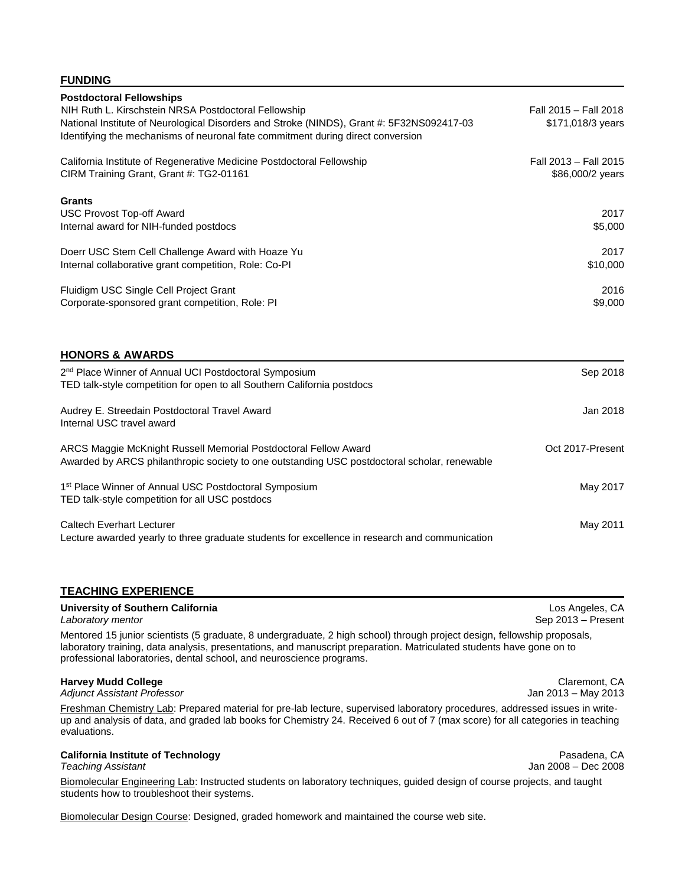## FUNDING

### Postdoctoral Fellowships

NIH Ruth L. Kirschstein NRSA Postdoctoral Fellowship — Fall 2015 – Fall 2018
National Institute of Neurological Disorders and Stroke (NINDS), Grant #: 5F32NS092417-03 — $171,018/3 years
Identifying the mechanisms of neuronal fate commitment during direct conversion

California Institute of Regenerative Medicine Postdoctoral Fellowship — Fall 2013 – Fall 2015
CIRM Training Grant, Grant #: TG2-01161 — $86,000/2 years

### Grants

USC Provost Top-off Award — 2017
Internal award for NIH-funded postdocs — $5,000

Doerr USC Stem Cell Challenge Award with Hoaze Yu — 2017
Internal collaborative grant competition, Role: Co-PI — $10,000

Fluidigm USC Single Cell Project Grant — 2016
Corporate-sponsored grant competition, Role: PI — $9,000

## HONORS & AWARDS

2nd Place Winner of Annual UCI Postdoctoral Symposium — Sep 2018
TED talk-style competition for open to all Southern California postdocs

Audrey E. Streedain Postdoctoral Travel Award — Jan 2018
Internal USC travel award

ARCS Maggie McKnight Russell Memorial Postdoctoral Fellow Award — Oct 2017-Present
Awarded by ARCS philanthropic society to one outstanding USC postdoctoral scholar, renewable

1st Place Winner of Annual USC Postdoctoral Symposium — May 2017
TED talk-style competition for all USC postdocs

Caltech Everhart Lecturer — May 2011
Lecture awarded yearly to three graduate students for excellence in research and communication

## TEACHING EXPERIENCE

**University of Southern California** — Los Angeles, CA
*Laboratory mentor* — Sep 2013 – Present

Mentored 15 junior scientists (5 graduate, 8 undergraduate, 2 high school) through project design, fellowship proposals, laboratory training, data analysis, presentations, and manuscript preparation. Matriculated students have gone on to professional laboratories, dental school, and neuroscience programs.

**Harvey Mudd College** — Claremont, CA
*Adjunct Assistant Professor* — Jan 2013 – May 2013

Freshman Chemistry Lab: Prepared material for pre-lab lecture, supervised laboratory procedures, addressed issues in write-up and analysis of data, and graded lab books for Chemistry 24. Received 6 out of 7 (max score) for all categories in teaching evaluations.

**California Institute of Technology** — Pasadena, CA
*Teaching Assistant* — Jan 2008 – Dec 2008

Biomolecular Engineering Lab: Instructed students on laboratory techniques, guided design of course projects, and taught students how to troubleshoot their systems.

Biomolecular Design Course: Designed, graded homework and maintained the course web site.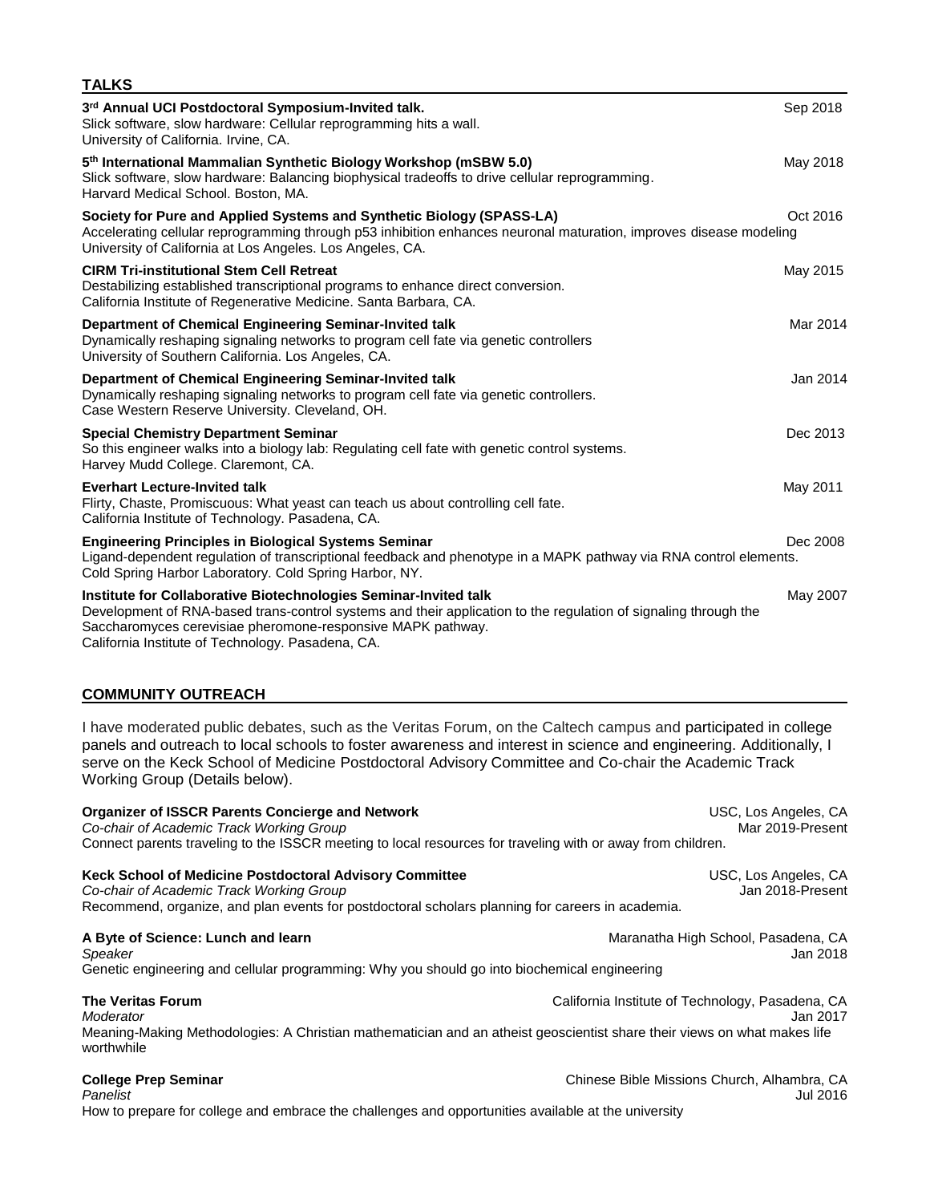## TALKS

**3rd Annual UCI Postdoctoral Symposium-Invited talk.** Sep 2018
Slick software, slow hardware: Cellular reprogramming hits a wall.
University of California. Irvine, CA.

**5th International Mammalian Synthetic Biology Workshop (mSBW 5.0)** May 2018
Slick software, slow hardware: Balancing biophysical tradeoffs to drive cellular reprogramming.
Harvard Medical School. Boston, MA.

**Society for Pure and Applied Systems and Synthetic Biology (SPASS-LA)** Oct 2016
Accelerating cellular reprogramming through p53 inhibition enhances neuronal maturation, improves disease modeling
University of California at Los Angeles. Los Angeles, CA.

**CIRM Tri-institutional Stem Cell Retreat** May 2015
Destabilizing established transcriptional programs to enhance direct conversion.
California Institute of Regenerative Medicine. Santa Barbara, CA.

**Department of Chemical Engineering Seminar-Invited talk** Mar 2014
Dynamically reshaping signaling networks to program cell fate via genetic controllers
University of Southern California. Los Angeles, CA.

**Department of Chemical Engineering Seminar-Invited talk** Jan 2014
Dynamically reshaping signaling networks to program cell fate via genetic controllers.
Case Western Reserve University. Cleveland, OH.

**Special Chemistry Department Seminar** Dec 2013
So this engineer walks into a biology lab: Regulating cell fate with genetic control systems.
Harvey Mudd College. Claremont, CA.

**Everhart Lecture-Invited talk** May 2011
Flirty, Chaste, Promiscuous: What yeast can teach us about controlling cell fate.
California Institute of Technology. Pasadena, CA.

**Engineering Principles in Biological Systems Seminar** Dec 2008
Ligand-dependent regulation of transcriptional feedback and phenotype in a MAPK pathway via RNA control elements.
Cold Spring Harbor Laboratory. Cold Spring Harbor, NY.

**Institute for Collaborative Biotechnologies Seminar-Invited talk** May 2007
Development of RNA-based trans-control systems and their application to the regulation of signaling through the Saccharomyces cerevisiae pheromone-responsive MAPK pathway.
California Institute of Technology. Pasadena, CA.

## COMMUNITY OUTREACH

I have moderated public debates, such as the Veritas Forum, on the Caltech campus and participated in college panels and outreach to local schools to foster awareness and interest in science and engineering. Additionally, I serve on the Keck School of Medicine Postdoctoral Advisory Committee and Co-chair the Academic Track Working Group (Details below).

**Organizer of ISSCR Parents Concierge and Network** USC, Los Angeles, CA
*Co-chair of Academic Track Working Group* Mar 2019-Present
Connect parents traveling to the ISSCR meeting to local resources for traveling with or away from children.

**Keck School of Medicine Postdoctoral Advisory Committee** USC, Los Angeles, CA
*Co-chair of Academic Track Working Group* Jan 2018-Present
Recommend, organize, and plan events for postdoctoral scholars planning for careers in academia.

**A Byte of Science: Lunch and learn** Maranatha High School, Pasadena, CA
*Speaker* Jan 2018
Genetic engineering and cellular programming: Why you should go into biochemical engineering

**The Veritas Forum** California Institute of Technology, Pasadena, CA
*Moderator* Jan 2017
Meaning-Making Methodologies: A Christian mathematician and an atheist geoscientist share their views on what makes life worthwhile

**College Prep Seminar** Chinese Bible Missions Church, Alhambra, CA
*Panelist* Jul 2016
How to prepare for college and embrace the challenges and opportunities available at the university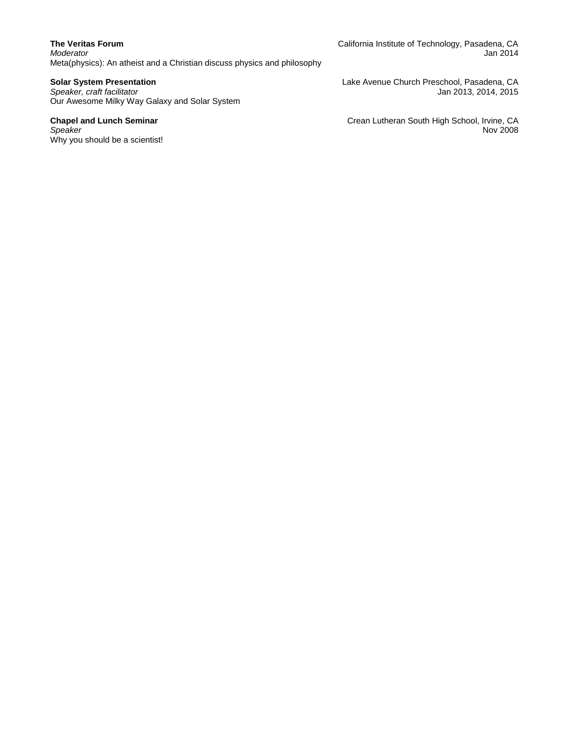**The Veritas Forum** California Institute of Technology, Pasadena, CA
*Moderator* Jan 2014
Meta(physics): An atheist and a Christian discuss physics and philosophy

**Solar System Presentation** Lake Avenue Church Preschool, Pasadena, CA
*Speaker, craft facilitator* Jan 2013, 2014, 2015
Our Awesome Milky Way Galaxy and Solar System

**Chapel and Lunch Seminar** Crean Lutheran South High School, Irvine, CA
*Speaker* Nov 2008
Why you should be a scientist!